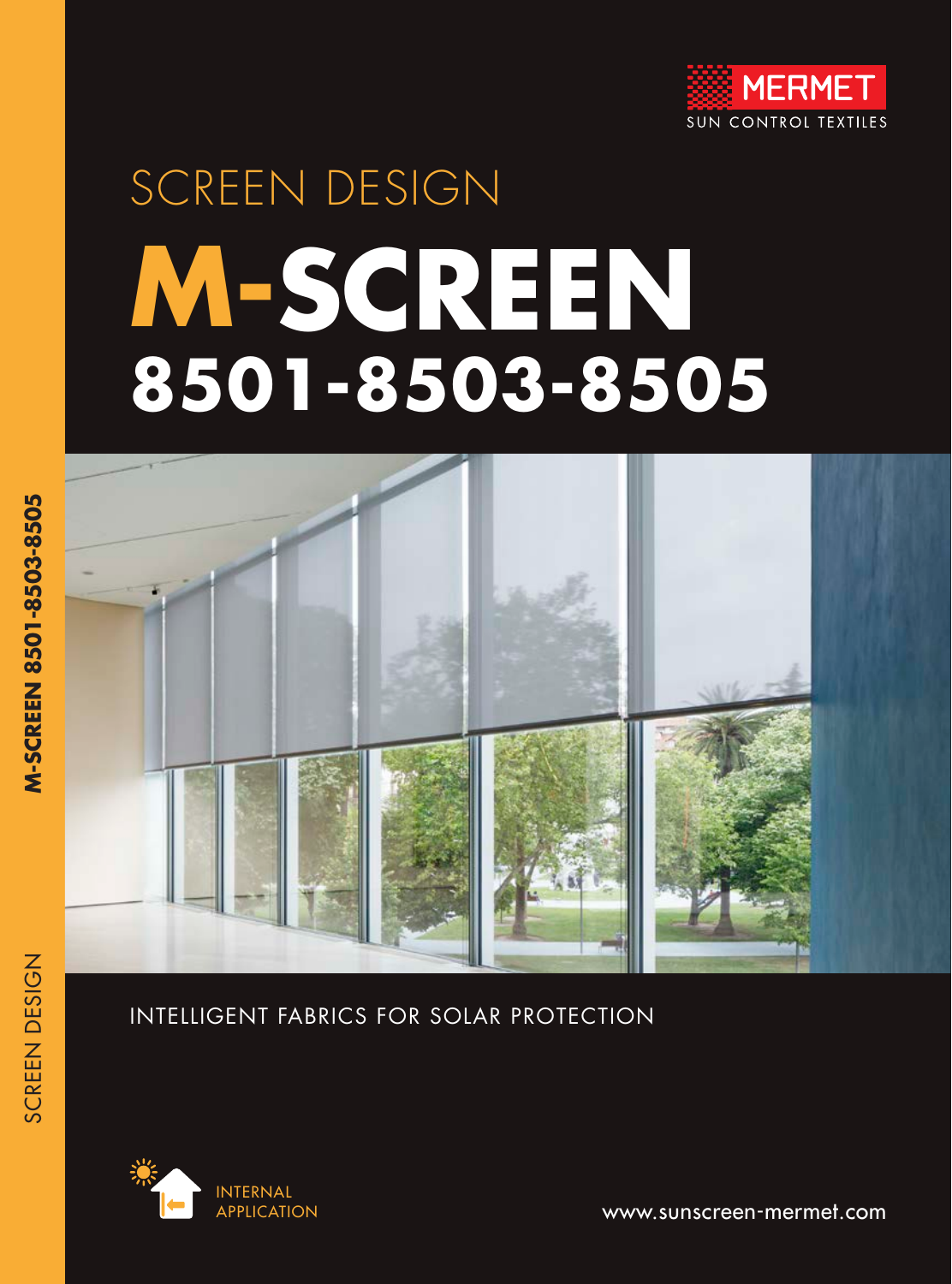MERMET

SUN CONTROL TEXTILES

SCREEN DESIGN

# M-SCREEN 8501-8503-8505

INTELLIGENT FABRICS FOR SOLAR PROTECTION

INTERNAL APPLICATION

www.sunscreen-mermet.com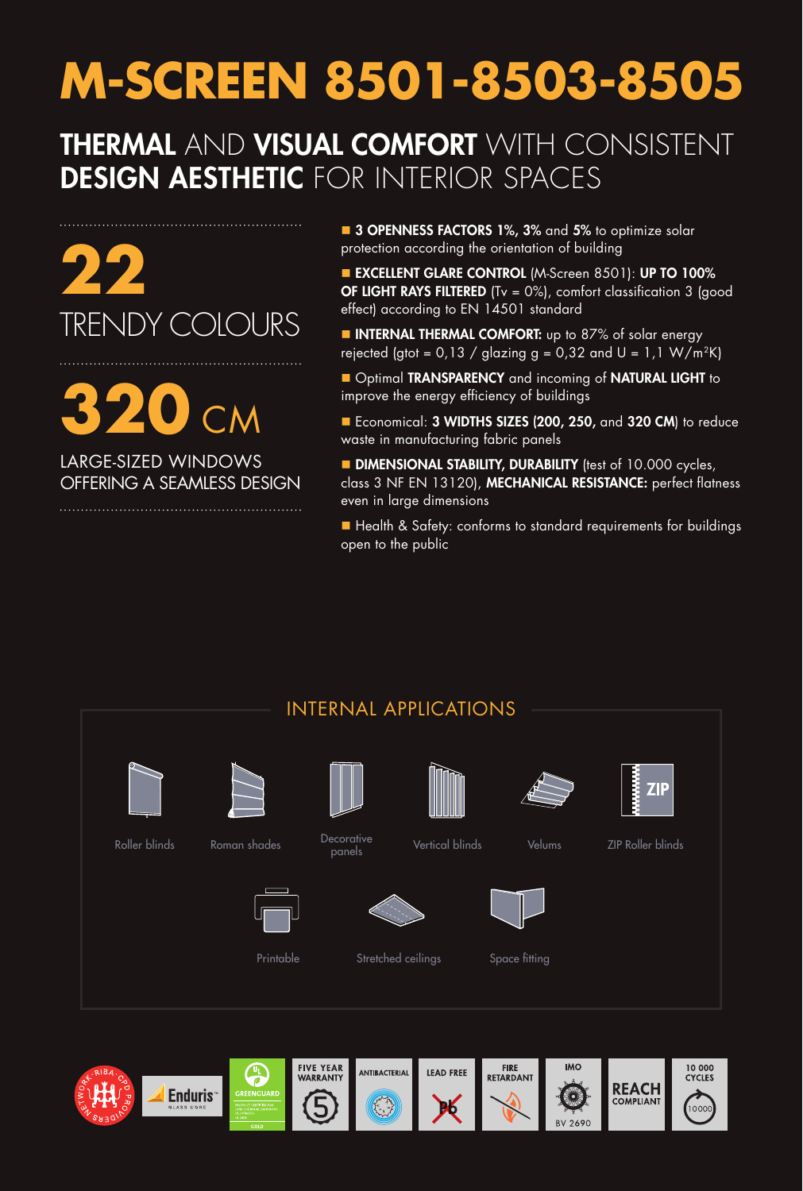# M-SCREEN 8501-8503-8505

## **THERMAL** AND **VISUAL COMFORT** WITH CONSISTENT **DESIGN AESTHETIC** FOR INTERIOR SPACES

**22**
TRENDY COLOURS

**320** CM
LARGE-SIZED WINDOWS OFFERING A SEAMLESS DESIGN

- **3 OPENNESS FACTORS 1%, 3%** and **5%** to optimize solar protection according the orientation of building
- **EXCELLENT GLARE CONTROL** (M-Screen 8501): **UP TO 100% OF LIGHT RAYS FILTERED** (Tv = 0%), comfort classification 3 (good effect) according to EN 14501 standard
- **INTERNAL THERMAL COMFORT:** up to 87% of solar energy rejected (gtot = 0,13 / glazing g = 0,32 and U = 1,1 W/m²K)
- Optimal **TRANSPARENCY** and incoming of **NATURAL LIGHT** to improve the energy efficiency of buildings
- Economical: **3 WIDTHS SIZES (200, 250,** and **320 CM**) to reduce waste in manufacturing fabric panels
- **DIMENSIONAL STABILITY, DURABILITY** (test of 10.000 cycles, class 3 NF EN 13120), **MECHANICAL RESISTANCE:** perfect flatness even in large dimensions
- Health & Safety: conforms to standard requirements for buildings open to the public

## INTERNAL APPLICATIONS

- Roller blinds
- Roman shades
- Decorative panels
- Vertical blinds
- Velums
- ZIP Roller blinds
- Printable
- Stretched ceilings
- Space fitting

RIBA CPD Providers Network · Enduris Glass Core · GREENGUARD Gold · FIVE YEAR WARRANTY · ANTIBACTERIAL · LEAD FREE · FIRE RETARDANT · IMO BV 2690 · REACH COMPLIANT · 10 000 CYCLES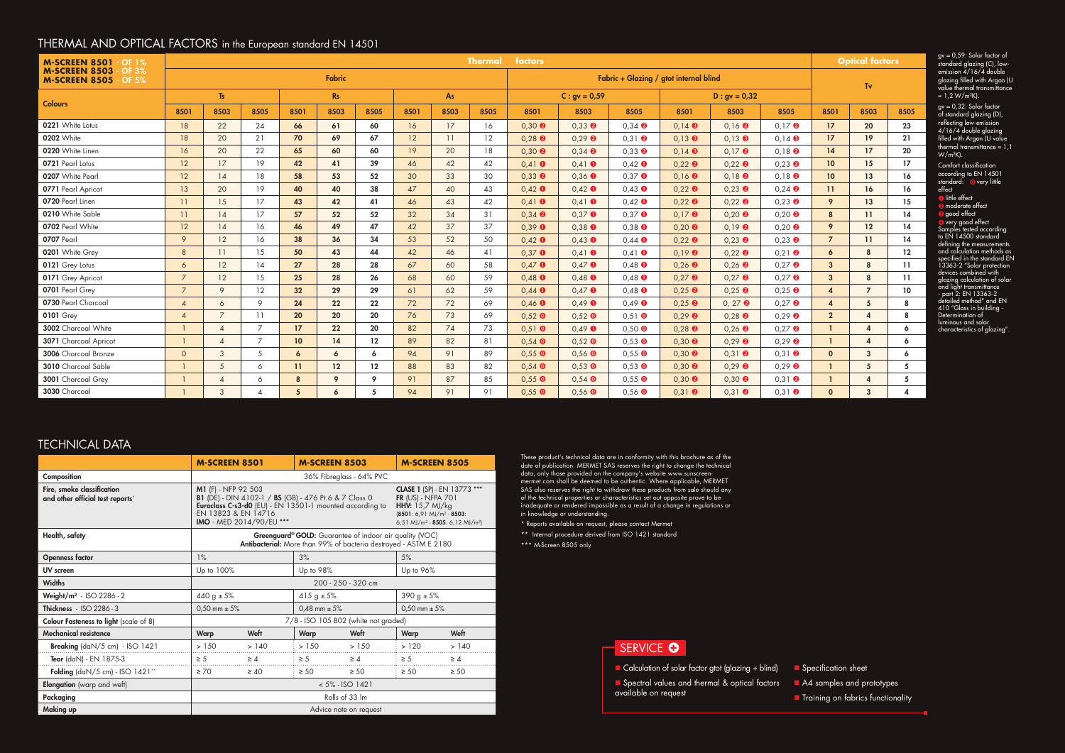## THERMAL AND OPTICAL FACTORS in the European standard EN 14501

| M-SCREEN 8501 - OF 1% M-SCREEN 8503 - OF 3% M-SCREEN 8505 - OF 5% | Thermal factors | | | | | | | | | | | | | | | Optical factors | | |
|---|---|---|---|---|---|---|---|---|---|---|---|---|---|---|---|---|---|---|
| | Fabric | | | | | | | | | Fabric + Glazing / gtot internal blind | | | | | | Tv | | |
| Colours | Ts | | | Rs | | | As | | | C : gv = 0,59 | | | D : gv = 0,32 | | | | | |
| | 8501 | 8503 | 8505 | 8501 | 8503 | 8505 | 8501 | 8503 | 8505 | 8501 | 8503 | 8505 | 8501 | 8503 | 8505 | 8501 | 8503 | 8505 |
| 0221 White Lotus | 18 | 22 | 24 | 66 | 61 | 60 | 16 | 17 | 16 | 0,30 ❷ | 0,33 ❷ | 0,34 ❷ | 0,14 ❸ | 0,16 ❷ | 0,17 ❷ | 17 | 20 | 23 |
| 0202 White | 18 | 20 | 21 | 70 | 69 | 67 | 12 | 11 | 12 | 0,28 ❷ | 0,29 ❷ | 0,31 ❷ | 0,13 ❸ | 0,13 ❸ | 0,14 ❸ | 17 | 19 | 21 |
| 0220 White Linen | 16 | 20 | 22 | 65 | 60 | 60 | 19 | 20 | 18 | 0,30 ❷ | 0,34 ❷ | 0,33 ❷ | 0,14 ❸ | 0,17 ❷ | 0,18 ❷ | 14 | 17 | 20 |
| 0721 Pearl Lotus | 12 | 17 | 19 | 42 | 41 | 39 | 46 | 42 | 42 | 0,41 ❶ | 0,41 ❶ | 0,42 ❶ | 0,22 ❷ | 0,22 ❷ | 0,23 ❷ | 10 | 15 | 17 |
| 0207 White Pearl | 12 | 14 | 18 | 58 | 53 | 52 | 30 | 33 | 30 | 0,33 ❷ | 0,36 ❶ | 0,37 ❶ | 0,16 ❷ | 0,18 ❷ | 0,18 ❷ | 10 | 13 | 16 |
| 0771 Pearl Apricot | 13 | 20 | 19 | 40 | 40 | 38 | 47 | 40 | 43 | 0,42 ❶ | 0,42 ❶ | 0,43 ❶ | 0,22 ❷ | 0,23 ❷ | 0,24 ❷ | 11 | 16 | 16 |
| 0720 Pearl Linen | 11 | 15 | 17 | 43 | 42 | 41 | 46 | 43 | 42 | 0,41 ❶ | 0,41 ❶ | 0,42 ❶ | 0,22 ❷ | 0,22 ❷ | 0,23 ❷ | 9 | 13 | 15 |
| 0210 White Sable | 11 | 14 | 17 | 57 | 52 | 52 | 32 | 34 | 31 | 0,34 ❷ | 0,37 ❶ | 0,37 ❶ | 0,17 ❷ | 0,20 ❷ | 0,20 ❷ | 8 | 11 | 14 |
| 0702 Pearl White | 12 | 14 | 16 | 46 | 49 | 47 | 42 | 37 | 37 | 0,39 ❶ | 0,38 ❶ | 0,38 ❶ | 0,20 ❷ | 0,19 ❷ | 0,20 ❷ | 9 | 12 | 14 |
| 0707 Pearl | 9 | 12 | 16 | 38 | 36 | 34 | 53 | 52 | 50 | 0,42 ❶ | 0,43 ❶ | 0,44 ❶ | 0,22 ❷ | 0,23 ❷ | 0,23 ❷ | 7 | 11 | 14 |
| 0201 White Grey | 8 | 11 | 15 | 50 | 43 | 44 | 42 | 46 | 41 | 0,37 ❶ | 0,41 ❶ | 0,41 ❶ | 0,19 ❷ | 0,22 ❷ | 0,21 ❷ | 6 | 8 | 12 |
| 0121 Grey Lotus | 6 | 12 | 14 | 27 | 28 | 28 | 67 | 60 | 58 | 0,47 ❶ | 0,47 ❶ | 0,48 ❶ | 0,26 ❷ | 0,26 ❷ | 0,27 ❷ | 3 | 8 | 11 |
| 0171 Grey Apricot | 7 | 12 | 15 | 25 | 28 | 26 | 68 | 60 | 59 | 0,48 ❶ | 0,48 ❶ | 0,48 ❶ | 0,27 ❷ | 0,27 ❷ | 0,27 ❷ | 3 | 8 | 11 |
| 0701 Pearl Grey | 7 | 9 | 12 | 32 | 29 | 29 | 61 | 62 | 59 | 0,44 ❶ | 0,47 ❶ | 0,48 ❶ | 0,25 ❷ | 0,25 ❷ | 0,25 ❷ | 4 | 7 | 10 |
| 0730 Pearl Charcoal | 4 | 6 | 9 | 24 | 22 | 22 | 72 | 72 | 69 | 0,46 ❶ | 0,49 ❶ | 0,49 ❶ | 0,25 ❷ | 0, 27 ❷ | 0,27 ❷ | 4 | 5 | 8 |
| 0101 Grey | 4 | 7 | 11 | 20 | 20 | 20 | 76 | 73 | 69 | 0,52 ⓿ | 0,52 ⓿ | 0,51 ⓿ | 0,29 ❷ | 0,28 ❷ | 0,29 ❷ | 2 | 4 | 8 |
| 3002 Charcoal White | 1 | 4 | 7 | 17 | 22 | 20 | 82 | 74 | 73 | 0,51 ⓿ | 0,49 ❶ | 0,50 ⓿ | 0,28 ❷ | 0,26 ❷ | 0,27 ❷ | 1 | 4 | 6 |
| 3071 Charcoal Apricot | 1 | 4 | 7 | 10 | 14 | 12 | 89 | 82 | 81 | 0,54 ⓿ | 0,52 ⓿ | 0,53 ⓿ | 0,30 ❷ | 0,29 ❷ | 0,29 ❷ | 1 | 4 | 6 |
| 3006 Charcoal Bronze | 0 | 3 | 5 | 6 | 6 | 6 | 94 | 91 | 89 | 0,55 ⓿ | 0,56 ⓿ | 0,55 ⓿ | 0,30 ❷ | 0,31 ❷ | 0,31 ❷ | 0 | 3 | 6 |
| 3010 Charcoal Sable | 1 | 5 | 6 | 11 | 12 | 12 | 88 | 83 | 82 | 0,54 ⓿ | 0,53 ⓿ | 0,53 ⓿ | 0,30 ❷ | 0,29 ❷ | 0,29 ❷ | 1 | 5 | 5 |
| 3001 Charcoal Grey | 1 | 4 | 6 | 8 | 9 | 9 | 91 | 87 | 85 | 0,55 ⓿ | 0,54 ⓿ | 0,55 ⓿ | 0,30 ❷ | 0,30 ❷ | 0,31 ❷ | 1 | 4 | 5 |
| 3030 Charcoal | 1 | 3 | 4 | 5 | 6 | 5 | 94 | 91 | 91 | 0,55 ⓿ | 0,56 ⓿ | 0,56 ⓿ | 0,31 ❷ | 0,31 ❷ | 0,31 ❷ | 0 | 3 | 4 |

gv = 0,59: Solar factor of standard glazing (C), low-emission 4/16/4 double glazing filled with Argon (U value thermal transmittance = 1,2 W/m²K).

gv = 0,32: Solar factor of standard glazing (D), reflecting low-emission 4/16/4 double glazing filled with Argon (U value thermal transmittance = 1,1 W/m²K).

Comfort classification according to EN 14501 standard: ⓿ very little effect
❶ little effect
❷ moderate effect
❸ good effect
❹ very good effect

Samples tested according to EN 14500 standard defining the measurements and calculation methods as specified in the standard EN 13363-2 "Solar protection devices combined with glazing calculation of solar and light transmittance - part 2: EN 13363-2 detailed method" and EN 410 "Glass in building - Determination of luminous and solar characteristics of glazing".

## TECHNICAL DATA

| | M-SCREEN 8501 | | M-SCREEN 8503 | | M-SCREEN 8505 | |
|---|---|---|---|---|---|---|
| Composition | 36% Fibreglass - 64% PVC | | | | | |
| Fire, smoke classification and other official test reports* | **M1** (F) - NFP 92 503<br>**B1** (DE) - DIN 4102-1 / **BS** (GB) - 476 Pt 6 & 7 Class 0<br>**Euroclass C-s3-d0** (EU) - EN 13501-1 mounted according to EN 13823 & EN 14716<br>**IMO** - MED 2014/90/EU *** | | | | **CLASE 1** (SP) - EN 13773 ***<br>**FR** (US) - NFPA 701<br>**HHV:** 15,7 MJ/kg<br>(**8501**: 6,91 MJ/m² - **8503**: 6,51 MJ/m² - **8505**: 6,12 MJ/m²) | |
| Health, safety | **Greenguard® GOLD:** Guarantee of indoor air quality (VOC)<br>**Antibacterial:** More than 99% of bacteria destroyed - ASTM E 2180 | | | | | |
| Openness factor | 1% | | 3% | | 5% | |
| UV screen | Up to 100% | | Up to 98% | | Up to 96% | |
| Widths | 200 - 250 - 320 cm | | | | | |
| Weight/m² - ISO 2286 - 2 | 440 g ± 5% | | 415 g ± 5% | | 390 g ± 5% | |
| Thickness - ISO 2286 - 3 | 0,50 mm ± 5% | | 0,48 mm ± 5% | | 0,50 mm ± 5% | |
| Colour Fasteness to light (scale of 8) | 7/8 - ISO 105 B02 (white not graded) | | | | | |
| Mechanical resistance | Warp | Weft | Warp | Weft | Warp | Weft |
| Breaking (daN/5 cm) - ISO 1421 | > 150 | > 140 | > 150 | > 150 | > 120 | > 140 |
| Tear (daN) - EN 1875-3 | ≥ 5 | ≥ 4 | ≥ 5 | ≥ 4 | ≥ 5 | ≥ 4 |
| Folding (daN/5 cm) - ISO 1421** | ≥ 70 | ≥ 40 | ≥ 50 | ≥ 50 | ≥ 50 | ≥ 50 |
| Elongation (warp and weft) | < 5% - ISO 1421 | | | | | |
| Packaging | Rolls of 33 lm | | | | | |
| Making up | Advice note on request | | | | | |

These product's technical data are in conformity with this brochure as of the date of publication. MERMET SAS reserves the right to change the technical data; only those provided on the company's website www.sunscreen-mermet.com shall be deemed to be authentic. Where applicable, MERMET SAS also reserves the right to withdraw these products from sale should any of the technical properties or characteristics set out opposite prove to be inadequate or rendered impossible as a result of a change in regulations or in knowledge or understanding.

\* Reports available on request, please contact Mermet

** Internal procedure derived from ISO 1421 standard

*** M-Screen 8505 only

### SERVICE

- Calculation of solar factor gtot (glazing + blind)
- Spectral values and thermal & optical factors available on request
- Specification sheet
- A4 samples and prototypes
- Training on fabrics functionality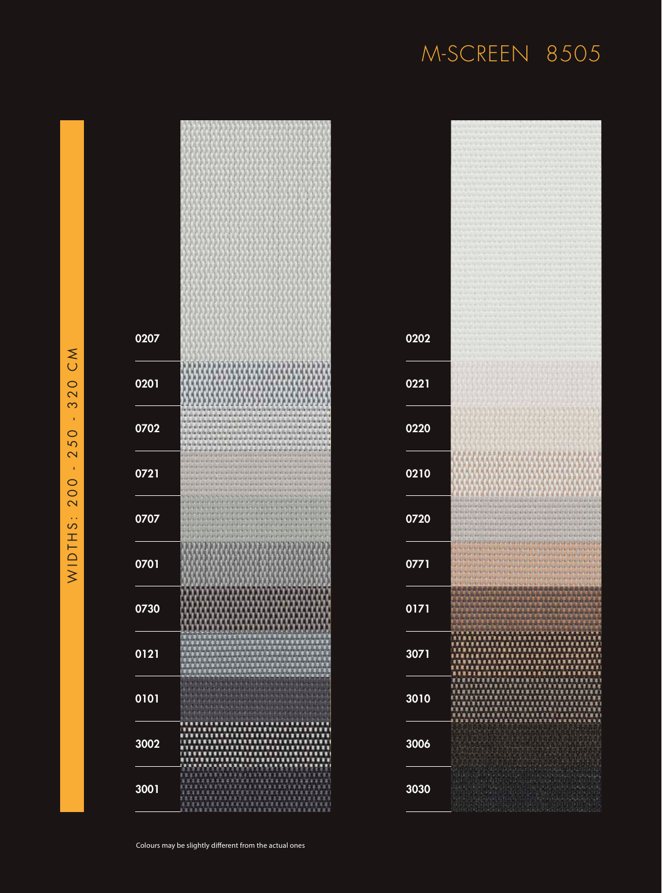# M-SCREEN 8505

WIDTHS: 200 - 250 - 320 CM

0207
0201
0702
0721
0707
0701
0730
0121
0101
3002
3001

0202
0221
0220
0210
0720
0771
0171
3071
3010
3006
3030

Colours may be slightly different from the actual ones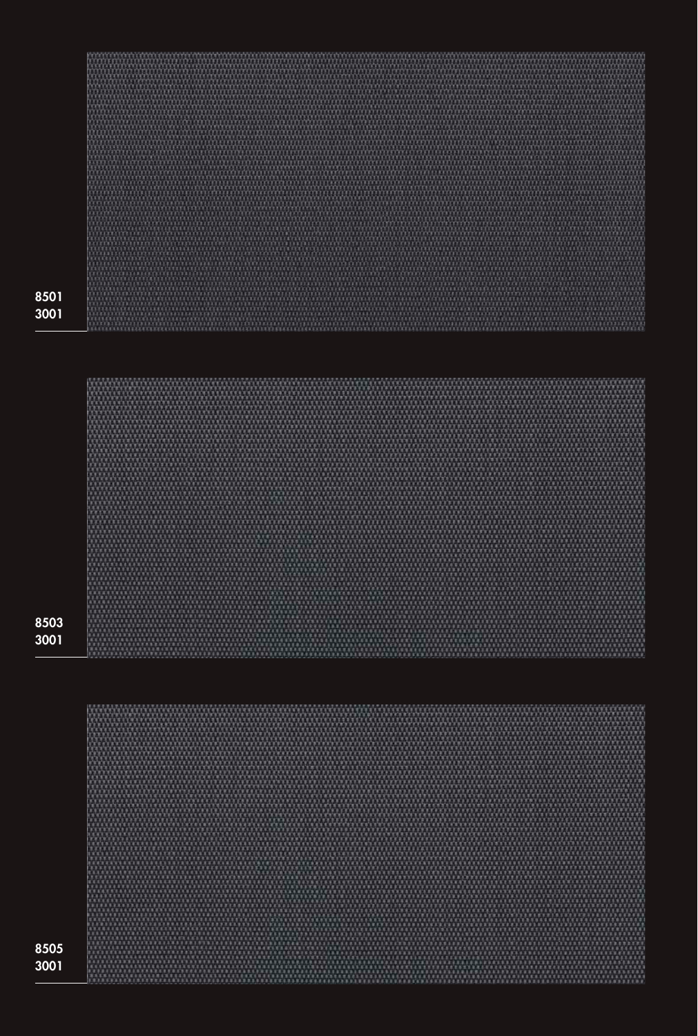8501
3001

8503
3001

8505
3001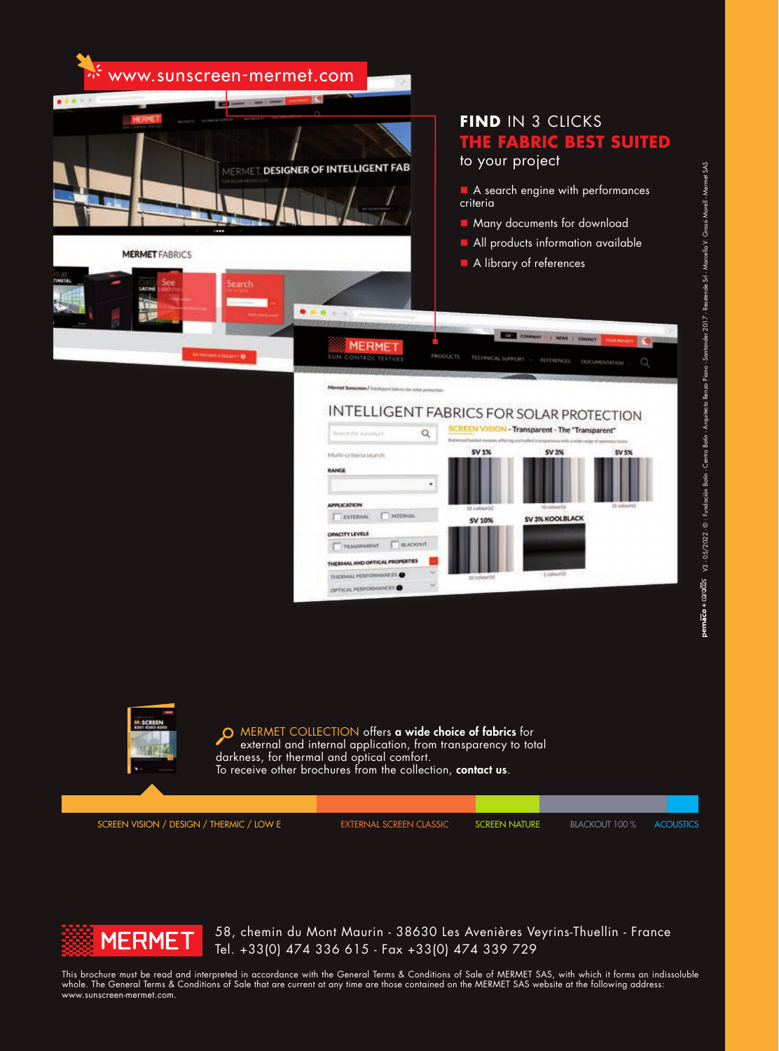www.sunscreen-mermet.com

## FIND IN 3 CLICKS THE FABRIC BEST SUITED to your project

- A search engine with performances criteria
- Many documents for download
- All products information available
- A library of references

MERMET COLLECTION offers **a wide choice of fabrics** for external and internal application, from transparency to total darkness, for thermal and optical comfort.
To receive other brochures from the collection, **contact us**.

SCREEN VISION / DESIGN / THERMIC / LOW E | EXTERNAL SCREEN CLASSIC | SCREEN NATURE | BLACKOUT 100 % | ACOUSTICS

MERMET

58, chemin du Mont Maurin - 38630 Les Avenières Veyrins-Thuellin - France
Tel. +33(0) 474 336 615 - Fax +33(0) 474 339 729

This brochure must be read and interpreted in accordance with the General Terms & Conditions of Sale of MERMET SAS, with which it forms an indissoluble whole. The General Terms & Conditions of Sale that are current at any time are those contained on the MERMET SAS website at the following address: www.sunscreen-mermet.com.

pemaco + caracas V3 - 05/2022 - © : Fundación Botín - Centro Botín - Arquitecto Renzo Piano - Santander 2017 - Resstende Srl - Marcella V. Grassi Morell - Mermet SAS